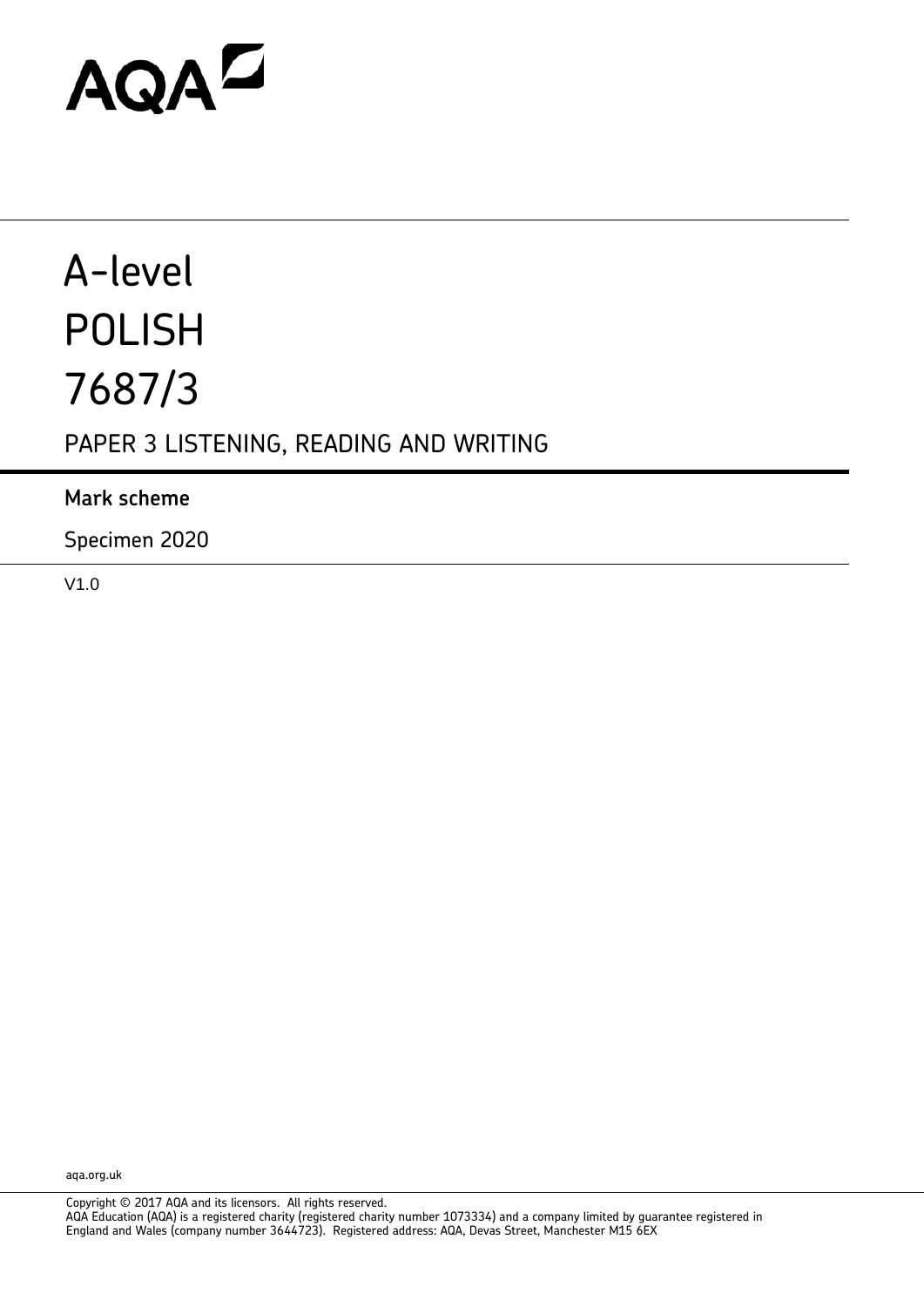AQA

# A-level
# POLISH
# 7687/3

## PAPER 3 LISTENING, READING AND WRITING

**Mark scheme**

Specimen 2020

V1.0

aqa.org.uk

Copyright © 2017 AQA and its licensors. All rights reserved.
AQA Education (AQA) is a registered charity (registered charity number 1073334) and a company limited by guarantee registered in England and Wales (company number 3644723). Registered address: AQA, Devas Street, Manchester M15 6EX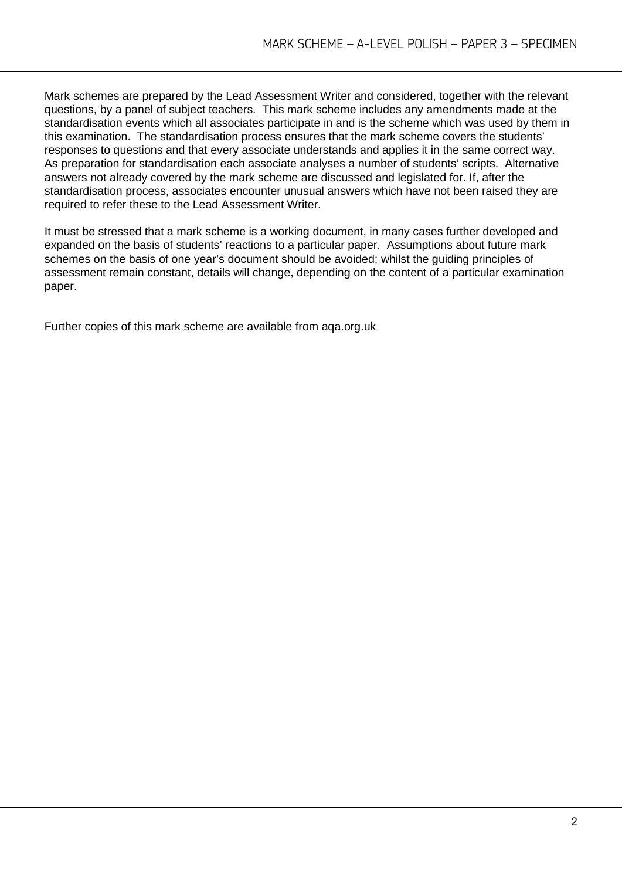Mark schemes are prepared by the Lead Assessment Writer and considered, together with the relevant questions, by a panel of subject teachers. This mark scheme includes any amendments made at the standardisation events which all associates participate in and is the scheme which was used by them in this examination. The standardisation process ensures that the mark scheme covers the students' responses to questions and that every associate understands and applies it in the same correct way. As preparation for standardisation each associate analyses a number of students' scripts. Alternative answers not already covered by the mark scheme are discussed and legislated for. If, after the standardisation process, associates encounter unusual answers which have not been raised they are required to refer these to the Lead Assessment Writer.

It must be stressed that a mark scheme is a working document, in many cases further developed and expanded on the basis of students' reactions to a particular paper. Assumptions about future mark schemes on the basis of one year's document should be avoided; whilst the guiding principles of assessment remain constant, details will change, depending on the content of a particular examination paper.

Further copies of this mark scheme are available from aqa.org.uk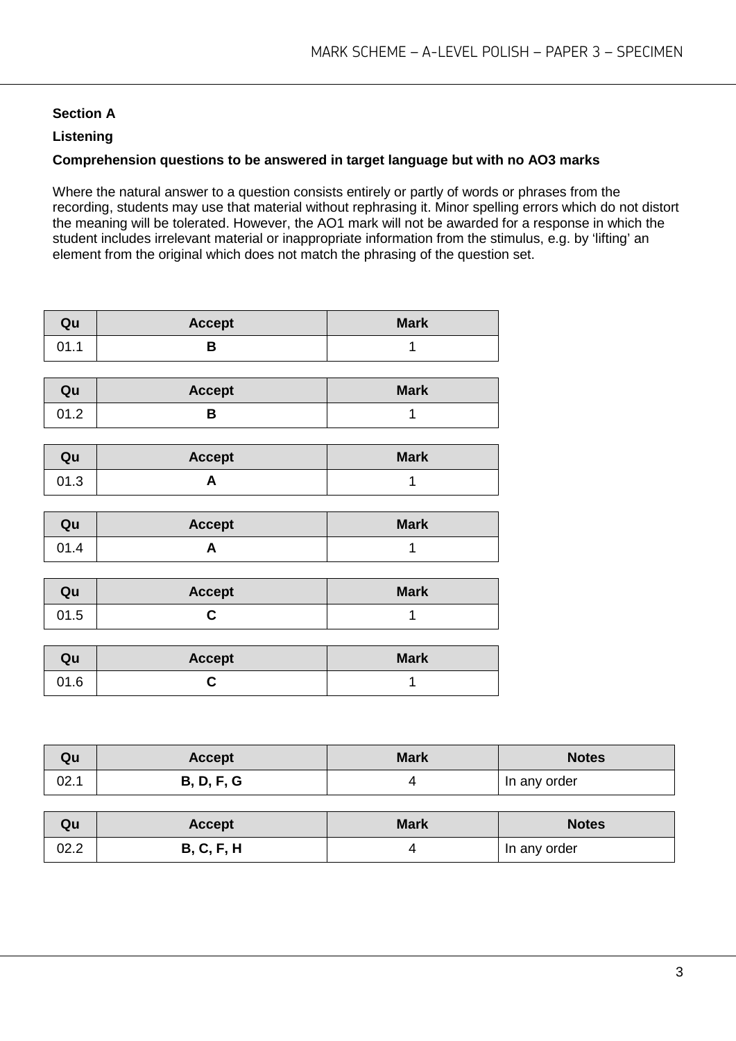**Section A**

**Listening**

**Comprehension questions to be answered in target language but with no AO3 marks**

Where the natural answer to a question consists entirely or partly of words or phrases from the recording, students may use that material without rephrasing it. Minor spelling errors which do not distort the meaning will be tolerated. However, the AO1 mark will not be awarded for a response in which the student includes irrelevant material or inappropriate information from the stimulus, e.g. by 'lifting' an element from the original which does not match the phrasing of the question set.

| Qu | Accept | Mark |
|---|---|---|
| 01.1 | **B** | 1 |

| Qu | Accept | Mark |
|---|---|---|
| 01.2 | **B** | 1 |

| Qu | Accept | Mark |
|---|---|---|
| 01.3 | **A** | 1 |

| Qu | Accept | Mark |
|---|---|---|
| 01.4 | **A** | 1 |

| Qu | Accept | Mark |
|---|---|---|
| 01.5 | **C** | 1 |

| Qu | Accept | Mark |
|---|---|---|
| 01.6 | **C** | 1 |

| Qu | Accept | Mark | Notes |
|---|---|---|---|
| 02.1 | **B, D, F, G** | 4 | In any order |

| Qu | Accept | Mark | Notes |
|---|---|---|---|
| 02.2 | **B, C, F, H** | 4 | In any order |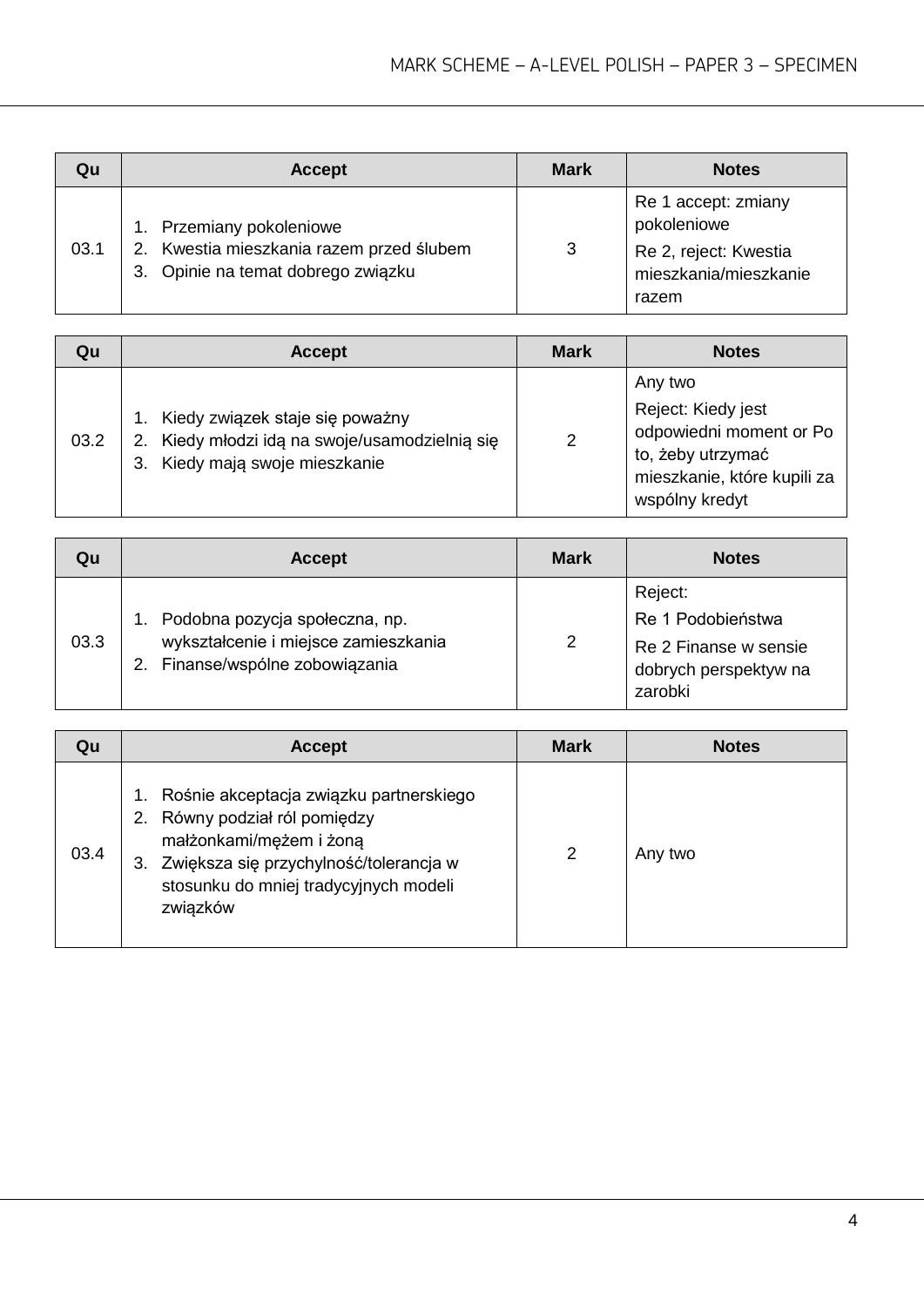| Qu | Accept | Mark | Notes |
| --- | --- | --- | --- |
| 03.1 | 1. Przemiany pokoleniowe<br>2. Kwestia mieszkania razem przed ślubem<br>3. Opinie na temat dobrego związku | 3 | Re 1 accept: zmiany pokoleniowe<br>Re 2, reject: Kwestia mieszkania/mieszkanie razem |

| Qu | Accept | Mark | Notes |
| --- | --- | --- | --- |
| 03.2 | 1. Kiedy związek staje się poważny<br>2. Kiedy młodzi idą na swoje/usamodzielnią się<br>3. Kiedy mają swoje mieszkanie | 2 | Any two<br>Reject: Kiedy jest odpowiedni moment or Po to, żeby utrzymać mieszkanie, które kupili za wspólny kredyt |

| Qu | Accept | Mark | Notes |
| --- | --- | --- | --- |
| 03.3 | 1. Podobna pozycja społeczna, np. wykształcenie i miejsce zamieszkania<br>2. Finanse/wspólne zobowiązania | 2 | Reject:<br>Re 1 Podobieństwa<br>Re 2 Finanse w sensie dobrych perspektyw na zarobki |

| Qu | Accept | Mark | Notes |
| --- | --- | --- | --- |
| 03.4 | 1. Rośnie akceptacja związku partnerskiego<br>2. Równy podział ról pomiędzy małżonkami/mężem i żoną<br>3. Zwiększa się przychylność/tolerancja w stosunku do mniej tradycyjnych modeli związków | 2 | Any two |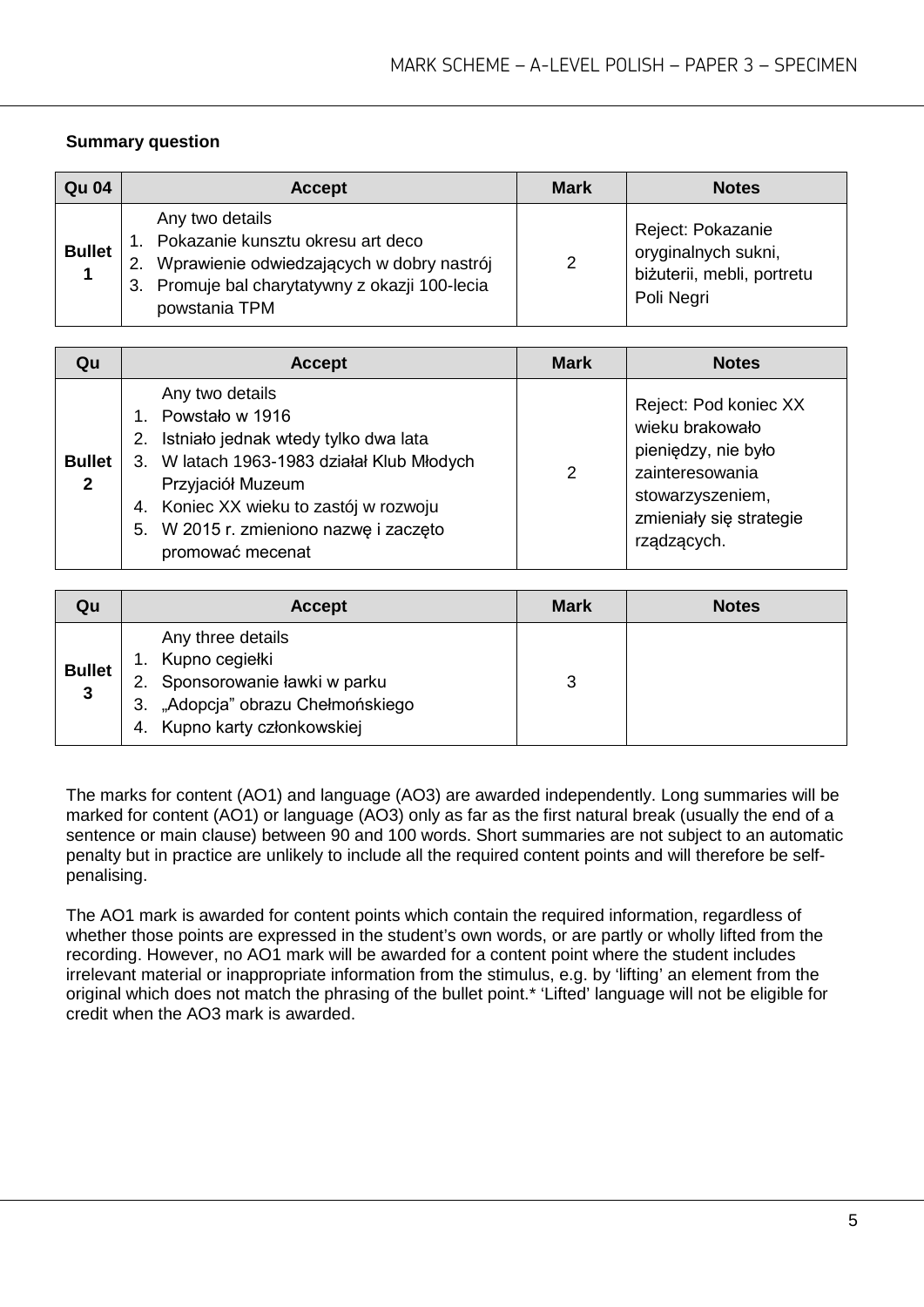**Summary question**

| Qu 04 | Accept | Mark | Notes |
|---|---|---|---|
| **Bullet 1** | Any two details<br>1. Pokazanie kunsztu okresu art deco<br>2. Wprawienie odwiedzających w dobry nastrój<br>3. Promuje bal charytatywny z okazji 100-lecia powstania TPM | 2 | Reject: Pokazanie oryginalnych sukni, biżuterii, mebli, portretu Poli Negri |

| Qu | Accept | Mark | Notes |
|---|---|---|---|
| **Bullet 2** | Any two details<br>1. Powstało w 1916<br>2. Istniało jednak wtedy tylko dwa lata<br>3. W latach 1963-1983 działał Klub Młodych Przyjaciół Muzeum<br>4. Koniec XX wieku to zastój w rozwoju<br>5. W 2015 r. zmieniono nazwę i zaczęto promować mecenat | 2 | Reject: Pod koniec XX wieku brakowało pieniędzy, nie było zainteresowania stowarzyszeniem, zmieniały się strategie rządzących. |

| Qu | Accept | Mark | Notes |
|---|---|---|---|
| **Bullet 3** | Any three details<br>1. Kupno cegiełki<br>2. Sponsorowanie ławki w parku<br>3. „Adopcja" obrazu Chełmońskiego<br>4. Kupno karty członkowskiej | 3 | |

The marks for content (AO1) and language (AO3) are awarded independently. Long summaries will be marked for content (AO1) or language (AO3) only as far as the first natural break (usually the end of a sentence or main clause) between 90 and 100 words. Short summaries are not subject to an automatic penalty but in practice are unlikely to include all the required content points and will therefore be self-penalising.

The AO1 mark is awarded for content points which contain the required information, regardless of whether those points are expressed in the student's own words, or are partly or wholly lifted from the recording. However, no AO1 mark will be awarded for a content point where the student includes irrelevant material or inappropriate information from the stimulus, e.g. by 'lifting' an element from the original which does not match the phrasing of the bullet point.* 'Lifted' language will not be eligible for credit when the AO3 mark is awarded.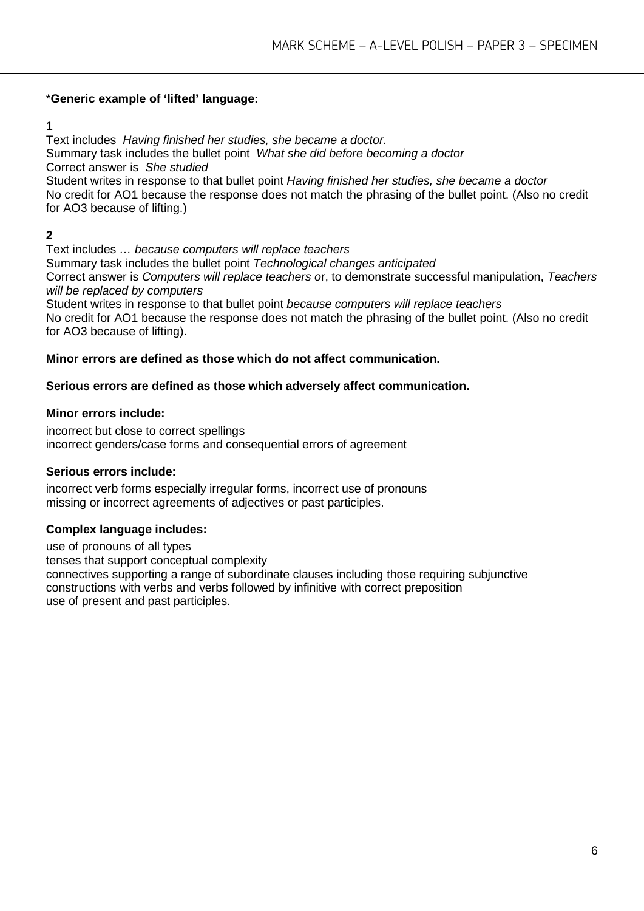***Generic example of 'lifted' language:**

**1**

Text includes *Having finished her studies, she became a doctor.*
Summary task includes the bullet point *What she did before becoming a doctor*
Correct answer is *She studied*
Student writes in response to that bullet point *Having finished her studies, she became a doctor*
No credit for AO1 because the response does not match the phrasing of the bullet point. (Also no credit for AO3 because of lifting.)

**2**

Text includes *… because computers will replace teachers*
Summary task includes the bullet point *Technological changes anticipated*
Correct answer is *Computers will replace teachers* or, to demonstrate successful manipulation, *Teachers will be replaced by computers*
Student writes in response to that bullet point *because computers will replace teachers*
No credit for AO1 because the response does not match the phrasing of the bullet point. (Also no credit for AO3 because of lifting).

**Minor errors are defined as those which do not affect communication.**

**Serious errors are defined as those which adversely affect communication.**

**Minor errors include:**

incorrect but close to correct spellings
incorrect genders/case forms and consequential errors of agreement

**Serious errors include:**

incorrect verb forms especially irregular forms, incorrect use of pronouns
missing or incorrect agreements of adjectives or past participles.

**Complex language includes:**

use of pronouns of all types
tenses that support conceptual complexity
connectives supporting a range of subordinate clauses including those requiring subjunctive
constructions with verbs and verbs followed by infinitive with correct preposition
use of present and past participles.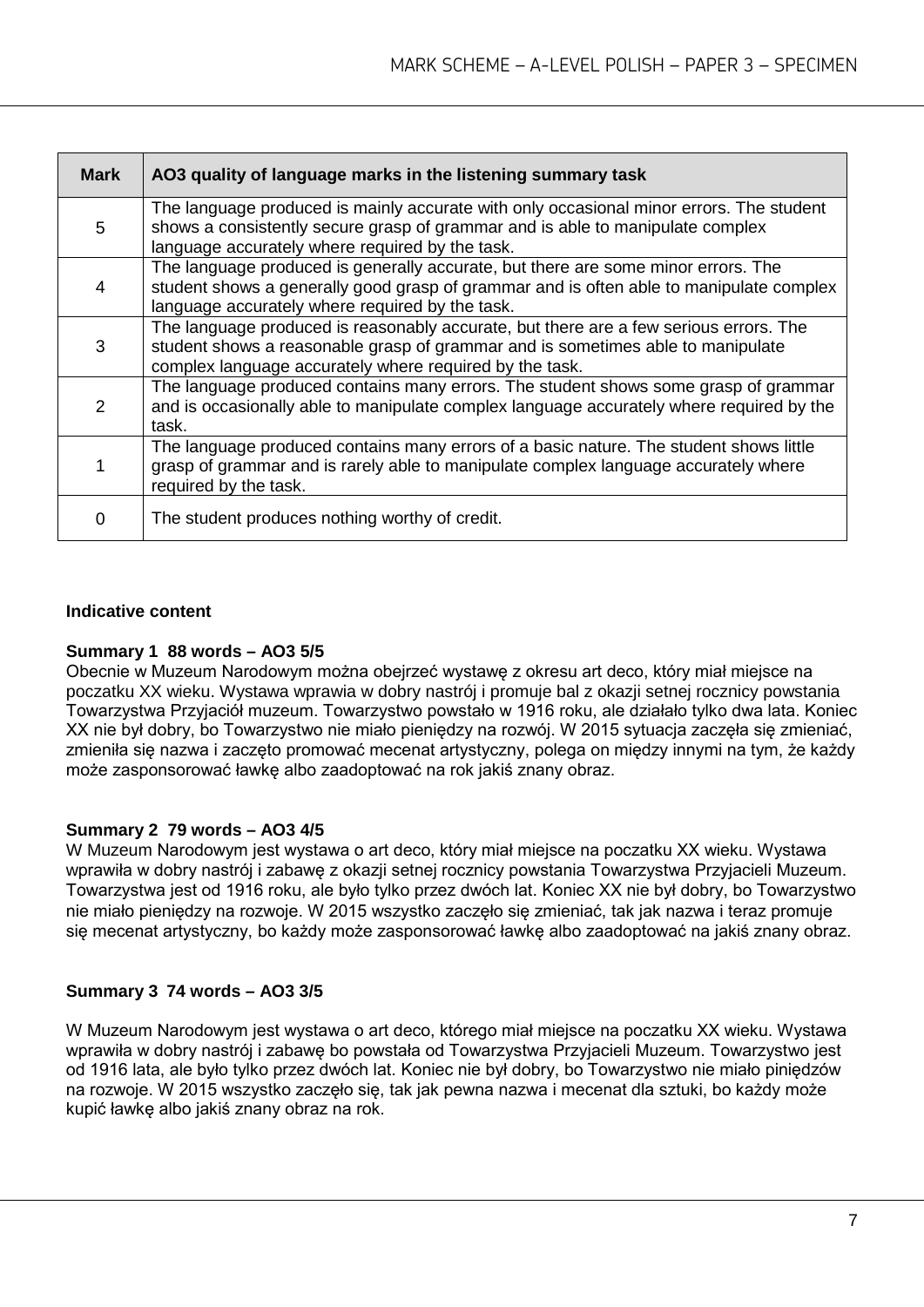| Mark | AO3 quality of language marks in the listening summary task |
|---|---|
| 5 | The language produced is mainly accurate with only occasional minor errors. The student shows a consistently secure grasp of grammar and is able to manipulate complex language accurately where required by the task. |
| 4 | The language produced is generally accurate, but there are some minor errors. The student shows a generally good grasp of grammar and is often able to manipulate complex language accurately where required by the task. |
| 3 | The language produced is reasonably accurate, but there are a few serious errors. The student shows a reasonable grasp of grammar and is sometimes able to manipulate complex language accurately where required by the task. |
| 2 | The language produced contains many errors. The student shows some grasp of grammar and is occasionally able to manipulate complex language accurately where required by the task. |
| 1 | The language produced contains many errors of a basic nature. The student shows little grasp of grammar and is rarely able to manipulate complex language accurately where required by the task. |
| 0 | The student produces nothing worthy of credit. |

**Indicative content**

**Summary 1 88 words – AO3 5/5**

Obecnie w Muzeum Narodowym można obejrzeć wystawę z okresu art deco, który miał miejsce na poczatku XX wieku. Wystawa wprawia w dobry nastrój i promuje bal z okazji setnej rocznicy powstania Towarzystwa Przyjaciół muzeum. Towarzystwo powstało w 1916 roku, ale działało tylko dwa lata. Koniec XX nie był dobry, bo Towarzystwo nie miało pieniędzy na rozwój. W 2015 sytuacja zaczęła się zmieniać, zmieniła się nazwa i zaczęto promować mecenat artystyczny, polega on między innymi na tym, że każdy może zasponsorować ławkę albo zaadoptować na rok jakiś znany obraz.

**Summary 2 79 words – AO3 4/5**

W Muzeum Narodowym jest wystawa o art deco, który miał miejsce na poczatku XX wieku. Wystawa wprawiła w dobry nastrój i zabawę z okazji setnej rocznicy powstania Towarzystwa Przyjacieli Muzeum. Towarzystwa jest od 1916 roku, ale było tylko przez dwóch lat. Koniec XX nie był dobry, bo Towarzystwo nie miało pieniędzy na rozwoje. W 2015 wszystko zaczęło się zmieniać, tak jak nazwa i teraz promuje się mecenat artystyczny, bo każdy może zasponsorować ławkę albo zaadoptować na jakiś znany obraz.

**Summary 3 74 words – AO3 3/5**

W Muzeum Narodowym jest wystawa o art deco, którego miał miejsce na poczatku XX wieku. Wystawa wprawiła w dobry nastrój i zabawę bo powstała od Towarzystwa Przyjacieli Muzeum. Towarzystwo jest od 1916 lata, ale było tylko przez dwóch lat. Koniec nie był dobry, bo Towarzystwo nie miało piniędzów na rozwoje. W 2015 wszystko zaczęło się, tak jak pewna nazwa i mecenat dla sztuki, bo każdy może kupić ławkę albo jakiś znany obraz na rok.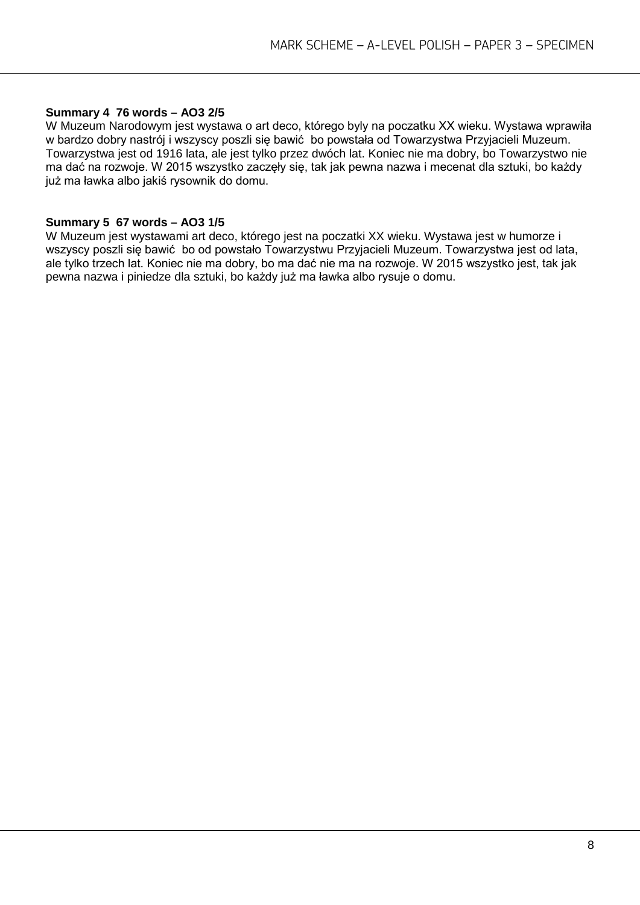**Summary 4  76 words – AO3 2/5**

W Muzeum Narodowym jest wystawa o art deco, którego byly na poczatku XX wieku. Wystawa wprawiła w bardzo dobry nastrój i wszyscy poszli się bawić  bo powstała od Towarzystwa Przyjacieli Muzeum. Towarzystwa jest od 1916 lata, ale jest tylko przez dwóch lat. Koniec nie ma dobry, bo Towarzystwo nie ma dać na rozwoje. W 2015 wszystko zaczęły się, tak jak pewna nazwa i mecenat dla sztuki, bo każdy już ma ławka albo jakiś rysownik do domu.

**Summary 5  67 words – AO3 1/5**

W Muzeum jest wystawami art deco, którego jest na poczatki XX wieku. Wystawa jest w humorze i wszyscy poszli się bawić  bo od powstało Towarzystwu Przyjacieli Muzeum. Towarzystwa jest od lata, ale tylko trzech lat. Koniec nie ma dobry, bo ma dać nie ma na rozwoje. W 2015 wszystko jest, tak jak pewna nazwa i piniedze dla sztuki, bo każdy już ma ławka albo rysuje o domu.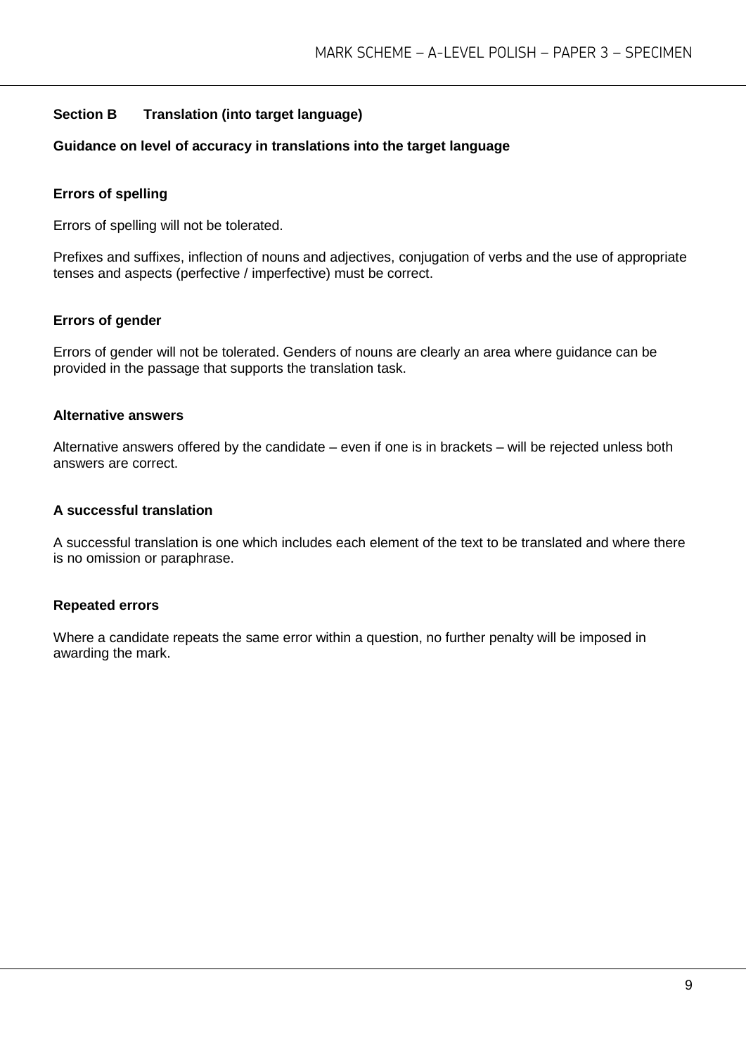## Section B Translation (into target language)

**Guidance on level of accuracy in translations into the target language**

### Errors of spelling

Errors of spelling will not be tolerated.

Prefixes and suffixes, inflection of nouns and adjectives, conjugation of verbs and the use of appropriate tenses and aspects (perfective / imperfective) must be correct.

### Errors of gender

Errors of gender will not be tolerated. Genders of nouns are clearly an area where guidance can be provided in the passage that supports the translation task.

### Alternative answers

Alternative answers offered by the candidate – even if one is in brackets – will be rejected unless both answers are correct.

### A successful translation

A successful translation is one which includes each element of the text to be translated and where there is no omission or paraphrase.

### Repeated errors

Where a candidate repeats the same error within a question, no further penalty will be imposed in awarding the mark.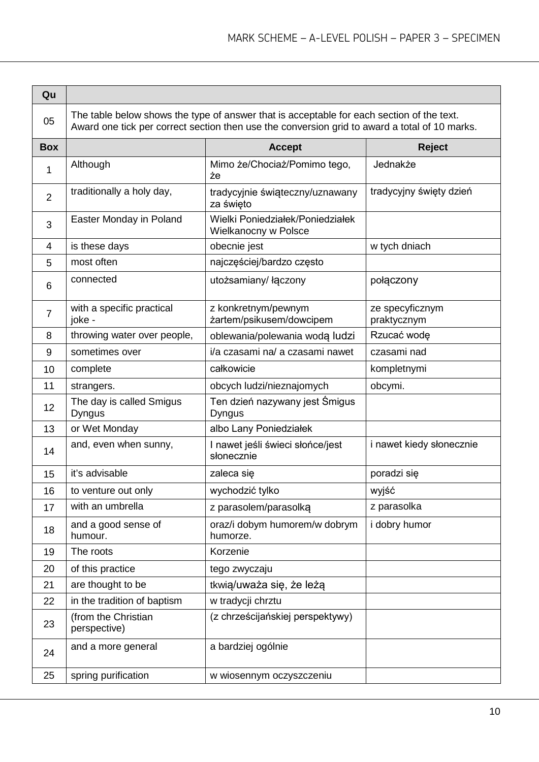| Qu | | | |
|---|---|---|---|
| 05 | The table below shows the type of answer that is acceptable for each section of the text. Award one tick per correct section then use the conversion grid to award a total of 10 marks. | | |
| **Box** | | **Accept** | **Reject** |
| 1 | Although | Mimo że/Chociaż/Pomimo tego, że | Jednakże |
| 2 | traditionally a holy day, | tradycyjnie świąteczny/uznawany za święto | tradycyjny święty dzień |
| 3 | Easter Monday in Poland | Wielki Poniedziałek/Poniedziałek Wielkanocny w Polsce | |
| 4 | is these days | obecnie jest | w tych dniach |
| 5 | most often | najczęściej/bardzo często | |
| 6 | connected | utożsamiany/ łączony | połączony |
| 7 | with a specific practical joke - | z konkretnym/pewnym żartem/psikusem/dowcipem | ze specyficznym praktycznym |
| 8 | throwing water over people, | oblewania/polewania wodą ludzi | Rzucać wodę |
| 9 | sometimes over | i/a czasami na/ a czasami nawet | czasami nad |
| 10 | complete | całkowicie | kompletnymi |
| 11 | strangers. | obcych ludzi/nieznajomych | obcymi. |
| 12 | The day is called Smigus Dyngus | Ten dzień nazywany jest Śmigus Dyngus | |
| 13 | or Wet Monday | albo Lany Poniedziałek | |
| 14 | and, even when sunny, | I nawet jeśli świeci słońce/jest słonecznie | i nawet kiedy słonecznie |
| 15 | it's advisable | zaleca się | poradzi się |
| 16 | to venture out only | wychodzić tylko | wyjść |
| 17 | with an umbrella | z parasolem/parasolką | z parasolka |
| 18 | and a good sense of humour. | oraz/i dobym humorem/w dobrym humorze. | i dobry humor |
| 19 | The roots | Korzenie | |
| 20 | of this practice | tego zwyczaju | |
| 21 | are thought to be | tkwią/uważa się, że leżą | |
| 22 | in the tradition of baptism | w tradycji chrztu | |
| 23 | (from the Christian perspective) | (z chrześcijańskiej perspektywy) | |
| 24 | and a more general | a bardziej ogólnie | |
| 25 | spring purification | w wiosennym oczyszczeniu | |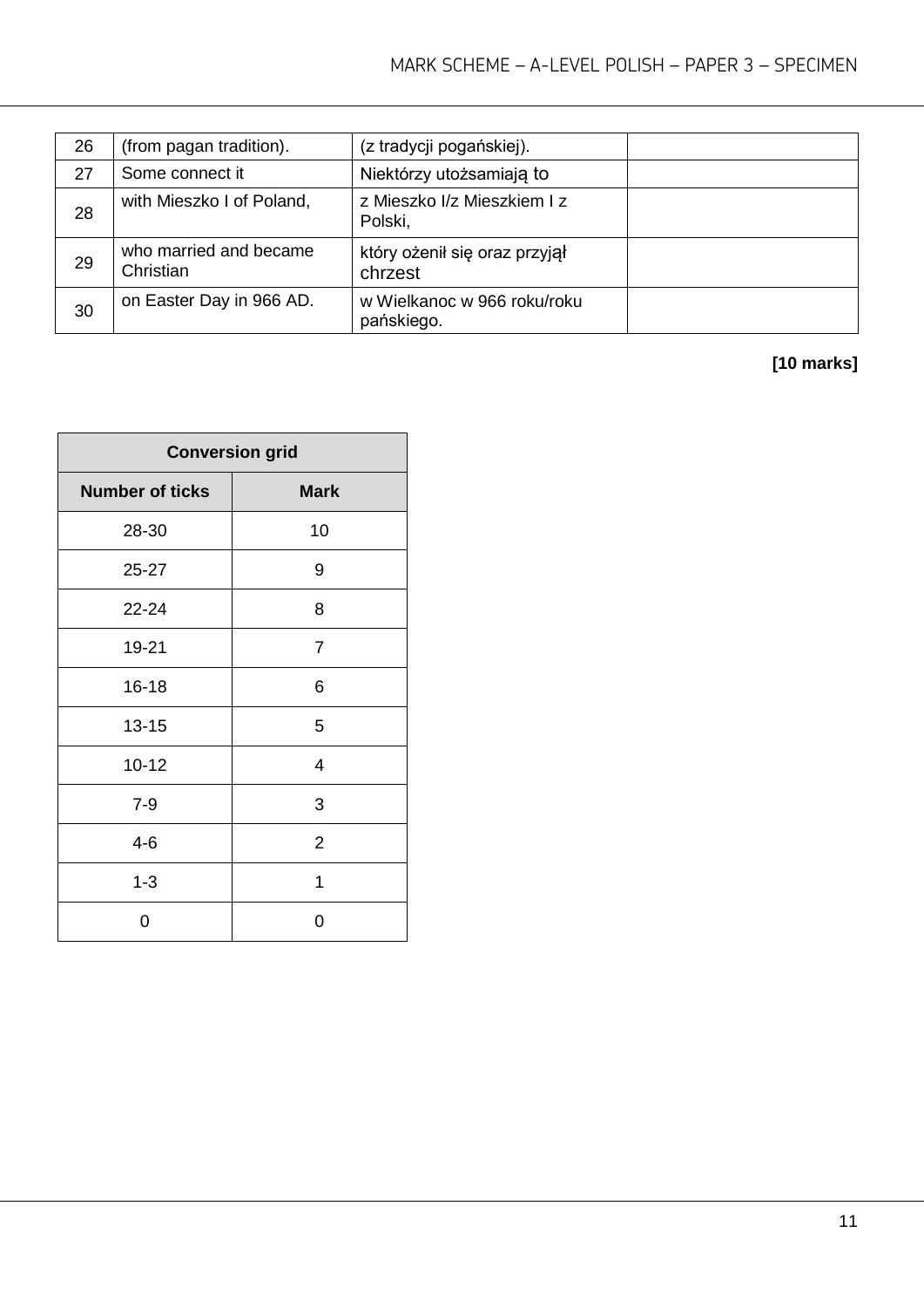| 26 | (from pagan tradition). | (z tradycji pogańskiej). | |
|---|---|---|---|
| 27 | Some connect it | Niektórzy utożsamiają to | |
| 28 | with Mieszko I of Poland, | z Mieszko I/z Mieszkiem I z Polski, | |
| 29 | who married and became Christian | który ożenił się oraz przyjął chrzest | |
| 30 | on Easter Day in 966 AD. | w Wielkanoc w 966 roku/roku pańskiego. | |

**[10 marks]**

| Conversion grid | |
|---|---|
| **Number of ticks** | **Mark** |
| 28-30 | 10 |
| 25-27 | 9 |
| 22-24 | 8 |
| 19-21 | 7 |
| 16-18 | 6 |
| 13-15 | 5 |
| 10-12 | 4 |
| 7-9 | 3 |
| 4-6 | 2 |
| 1-3 | 1 |
| 0 | 0 |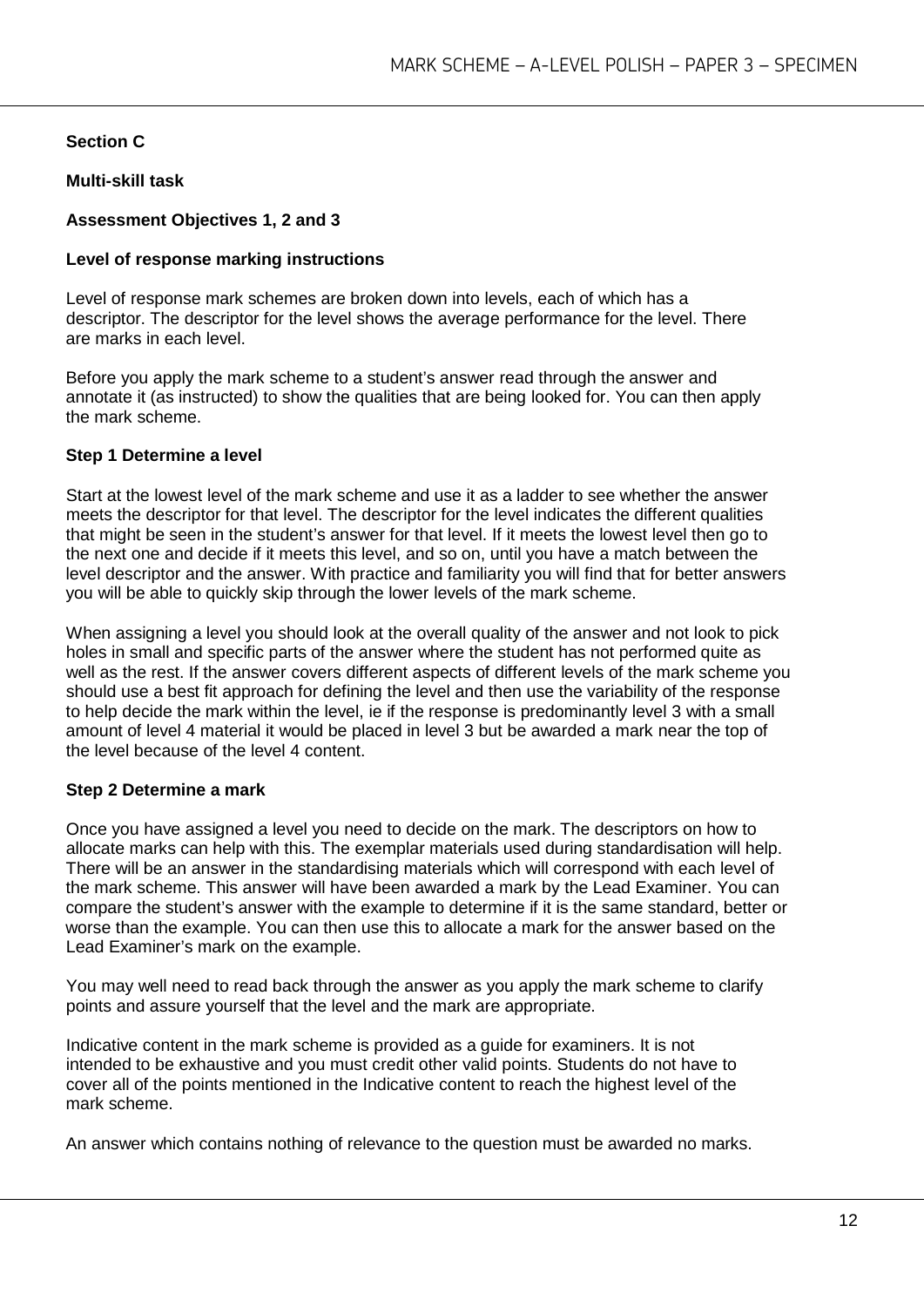## Section C

### Multi-skill task

### Assessment Objectives 1, 2 and 3

### Level of response marking instructions

Level of response mark schemes are broken down into levels, each of which has a descriptor. The descriptor for the level shows the average performance for the level. There are marks in each level.

Before you apply the mark scheme to a student's answer read through the answer and annotate it (as instructed) to show the qualities that are being looked for. You can then apply the mark scheme.

**Step 1 Determine a level**

Start at the lowest level of the mark scheme and use it as a ladder to see whether the answer meets the descriptor for that level. The descriptor for the level indicates the different qualities that might be seen in the student's answer for that level. If it meets the lowest level then go to the next one and decide if it meets this level, and so on, until you have a match between the level descriptor and the answer. With practice and familiarity you will find that for better answers you will be able to quickly skip through the lower levels of the mark scheme.

When assigning a level you should look at the overall quality of the answer and not look to pick holes in small and specific parts of the answer where the student has not performed quite as well as the rest. If the answer covers different aspects of different levels of the mark scheme you should use a best fit approach for defining the level and then use the variability of the response to help decide the mark within the level, ie if the response is predominantly level 3 with a small amount of level 4 material it would be placed in level 3 but be awarded a mark near the top of the level because of the level 4 content.

**Step 2 Determine a mark**

Once you have assigned a level you need to decide on the mark. The descriptors on how to allocate marks can help with this. The exemplar materials used during standardisation will help. There will be an answer in the standardising materials which will correspond with each level of the mark scheme. This answer will have been awarded a mark by the Lead Examiner. You can compare the student's answer with the example to determine if it is the same standard, better or worse than the example. You can then use this to allocate a mark for the answer based on the Lead Examiner's mark on the example.

You may well need to read back through the answer as you apply the mark scheme to clarify points and assure yourself that the level and the mark are appropriate.

Indicative content in the mark scheme is provided as a guide for examiners. It is not intended to be exhaustive and you must credit other valid points. Students do not have to cover all of the points mentioned in the Indicative content to reach the highest level of the mark scheme.

An answer which contains nothing of relevance to the question must be awarded no marks.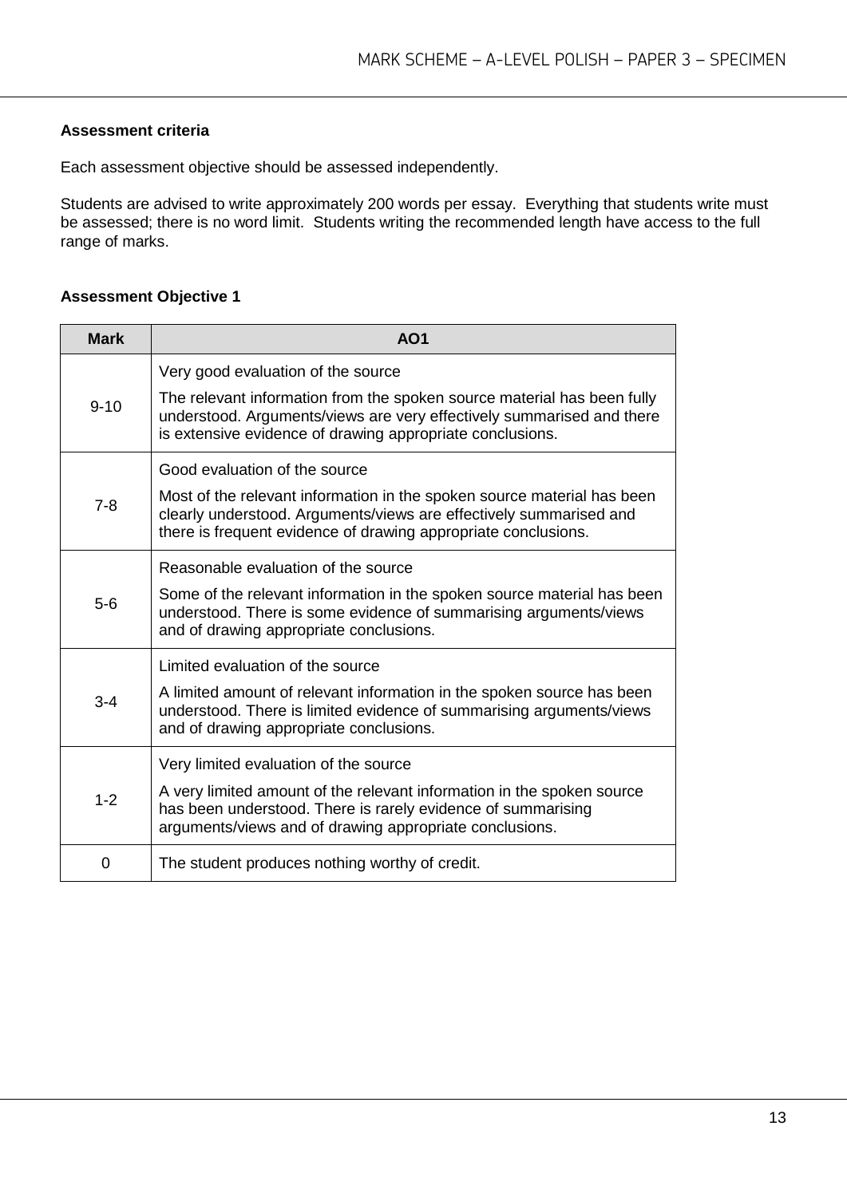**Assessment criteria**

Each assessment objective should be assessed independently.

Students are advised to write approximately 200 words per essay. Everything that students write must be assessed; there is no word limit. Students writing the recommended length have access to the full range of marks.

**Assessment Objective 1**

| Mark | AO1 |
|---|---|
| 9-10 | Very good evaluation of the source<br><br>The relevant information from the spoken source material has been fully understood. Arguments/views are very effectively summarised and there is extensive evidence of drawing appropriate conclusions. |
| 7-8 | Good evaluation of the source<br><br>Most of the relevant information in the spoken source material has been clearly understood. Arguments/views are effectively summarised and there is frequent evidence of drawing appropriate conclusions. |
| 5-6 | Reasonable evaluation of the source<br><br>Some of the relevant information in the spoken source material has been understood. There is some evidence of summarising arguments/views and of drawing appropriate conclusions. |
| 3-4 | Limited evaluation of the source<br><br>A limited amount of relevant information in the spoken source has been understood. There is limited evidence of summarising arguments/views and of drawing appropriate conclusions. |
| 1-2 | Very limited evaluation of the source<br><br>A very limited amount of the relevant information in the spoken source has been understood. There is rarely evidence of summarising arguments/views and of drawing appropriate conclusions. |
| 0 | The student produces nothing worthy of credit. |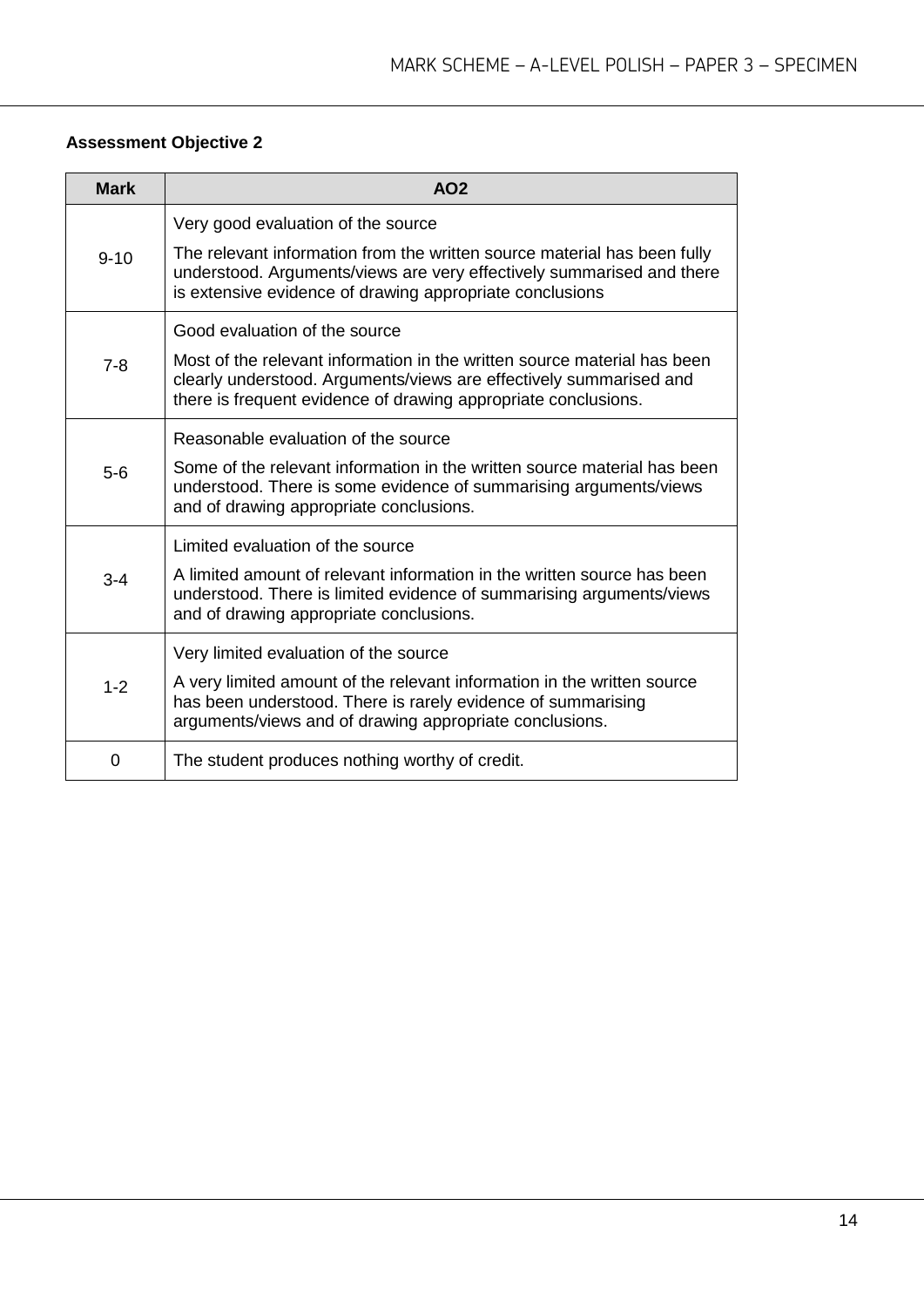**Assessment Objective 2**

| Mark | AO2 |
|---|---|
| 9-10 | Very good evaluation of the source<br><br>The relevant information from the written source material has been fully understood. Arguments/views are very effectively summarised and there is extensive evidence of drawing appropriate conclusions |
| 7-8 | Good evaluation of the source<br><br>Most of the relevant information in the written source material has been clearly understood. Arguments/views are effectively summarised and there is frequent evidence of drawing appropriate conclusions. |
| 5-6 | Reasonable evaluation of the source<br><br>Some of the relevant information in the written source material has been understood. There is some evidence of summarising arguments/views and of drawing appropriate conclusions. |
| 3-4 | Limited evaluation of the source<br><br>A limited amount of relevant information in the written source has been understood. There is limited evidence of summarising arguments/views and of drawing appropriate conclusions. |
| 1-2 | Very limited evaluation of the source<br><br>A very limited amount of the relevant information in the written source has been understood. There is rarely evidence of summarising arguments/views and of drawing appropriate conclusions. |
| 0 | The student produces nothing worthy of credit. |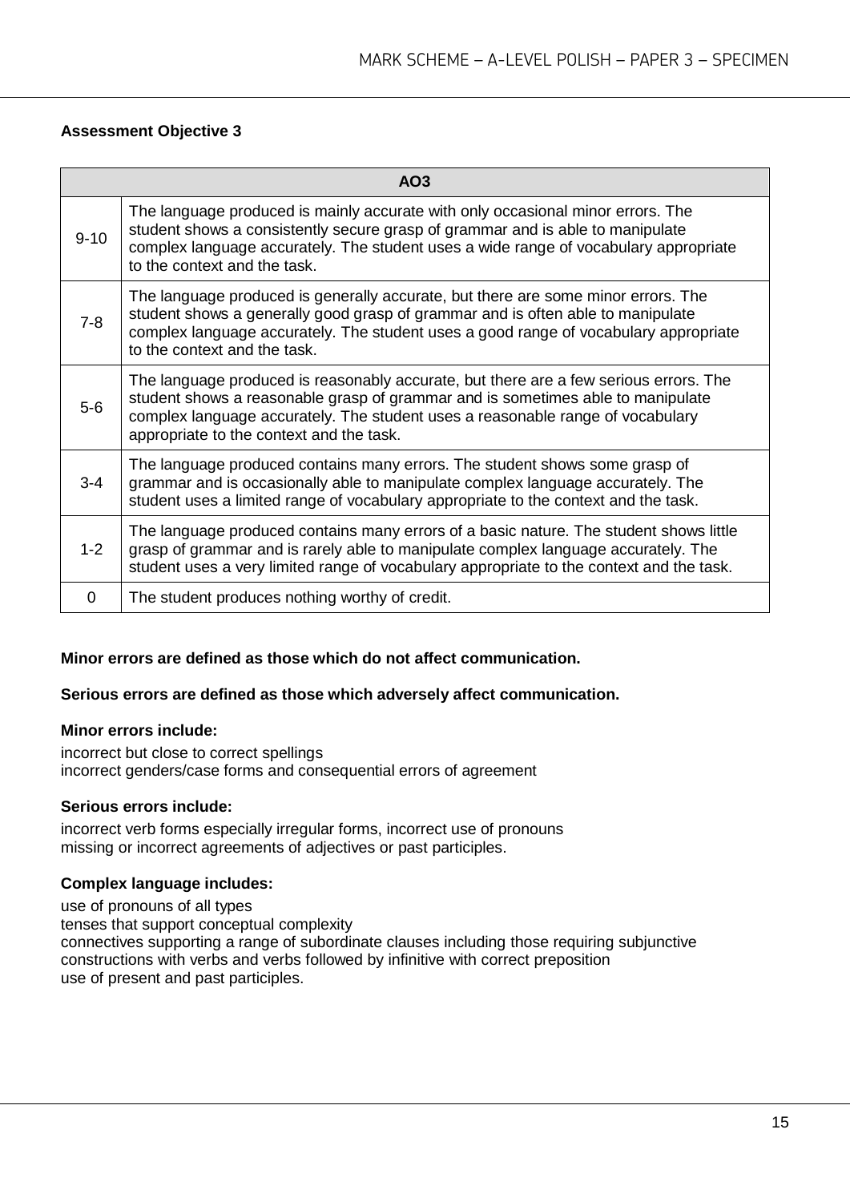**Assessment Objective 3**

| AO3 | |
|---|---|
| 9-10 | The language produced is mainly accurate with only occasional minor errors. The student shows a consistently secure grasp of grammar and is able to manipulate complex language accurately. The student uses a wide range of vocabulary appropriate to the context and the task. |
| 7-8 | The language produced is generally accurate, but there are some minor errors. The student shows a generally good grasp of grammar and is often able to manipulate complex language accurately. The student uses a good range of vocabulary appropriate to the context and the task. |
| 5-6 | The language produced is reasonably accurate, but there are a few serious errors. The student shows a reasonable grasp of grammar and is sometimes able to manipulate complex language accurately. The student uses a reasonable range of vocabulary appropriate to the context and the task. |
| 3-4 | The language produced contains many errors. The student shows some grasp of grammar and is occasionally able to manipulate complex language accurately. The student uses a limited range of vocabulary appropriate to the context and the task. |
| 1-2 | The language produced contains many errors of a basic nature. The student shows little grasp of grammar and is rarely able to manipulate complex language accurately. The student uses a very limited range of vocabulary appropriate to the context and the task. |
| 0 | The student produces nothing worthy of credit. |

**Minor errors are defined as those which do not affect communication.**

**Serious errors are defined as those which adversely affect communication.**

**Minor errors include:**

incorrect but close to correct spellings
incorrect genders/case forms and consequential errors of agreement

**Serious errors include:**

incorrect verb forms especially irregular forms, incorrect use of pronouns
missing or incorrect agreements of adjectives or past participles.

**Complex language includes:**

use of pronouns of all types
tenses that support conceptual complexity
connectives supporting a range of subordinate clauses including those requiring subjunctive
constructions with verbs and verbs followed by infinitive with correct preposition
use of present and past participles.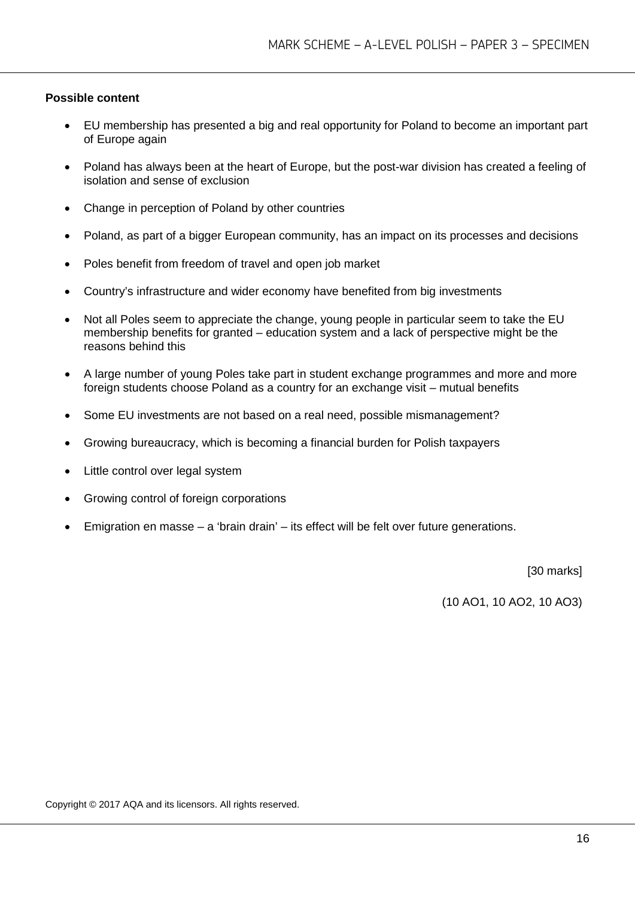**Possible content**

- EU membership has presented a big and real opportunity for Poland to become an important part of Europe again
- Poland has always been at the heart of Europe, but the post-war division has created a feeling of isolation and sense of exclusion
- Change in perception of Poland by other countries
- Poland, as part of a bigger European community, has an impact on its processes and decisions
- Poles benefit from freedom of travel and open job market
- Country's infrastructure and wider economy have benefited from big investments
- Not all Poles seem to appreciate the change, young people in particular seem to take the EU membership benefits for granted – education system and a lack of perspective might be the reasons behind this
- A large number of young Poles take part in student exchange programmes and more and more foreign students choose Poland as a country for an exchange visit – mutual benefits
- Some EU investments are not based on a real need, possible mismanagement?
- Growing bureaucracy, which is becoming a financial burden for Polish taxpayers
- Little control over legal system
- Growing control of foreign corporations
- Emigration en masse – a 'brain drain' – its effect will be felt over future generations.

[30 marks]

(10 AO1, 10 AO2, 10 AO3)

Copyright © 2017 AQA and its licensors. All rights reserved.